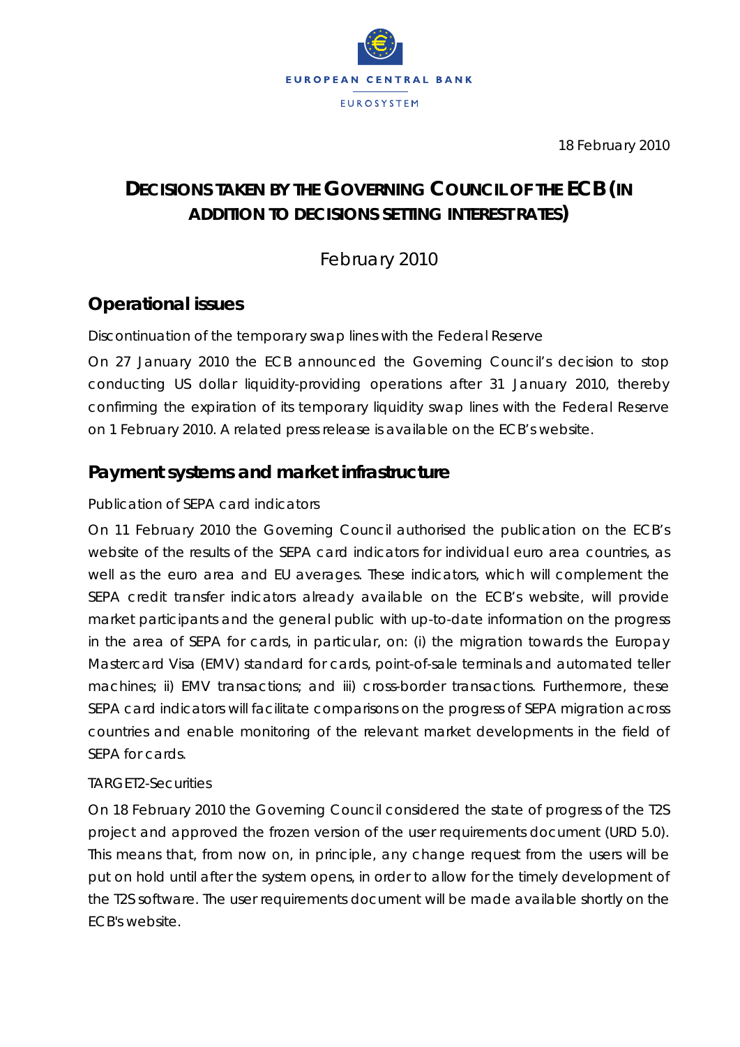EUROPEAN CENTRAL BANK

EUROSYSTEM

18 February 2010

# DECISIONS TAKEN BY THE GOVERNING COUNCIL OF THE ECB (IN ADDITION TO DECISIONS SETTING INTEREST RATES)

February 2010

## Operational issues

Discontinuation of the temporary swap lines with the Federal Reserve

On 27 January 2010 the ECB announced the Governing Council's decision to stop conducting US dollar liquidity-providing operations after 31 January 2010, thereby confirming the expiration of its temporary liquidity swap lines with the Federal Reserve on 1 February 2010. A related press release is available on the ECB's website.

## Payment systems and market infrastructure

Publication of SEPA card indicators

On 11 February 2010 the Governing Council authorised the publication on the ECB's website of the results of the SEPA card indicators for individual euro area countries, as well as the euro area and EU averages. These indicators, which will complement the SEPA credit transfer indicators already available on the ECB's website, will provide market participants and the general public with up-to-date information on the progress in the area of SEPA for cards, in particular, on: (i) the migration towards the Europay Mastercard Visa (EMV) standard for cards, point-of-sale terminals and automated teller machines; ii) EMV transactions; and iii) cross-border transactions. Furthermore, these SEPA card indicators will facilitate comparisons on the progress of SEPA migration across countries and enable monitoring of the relevant market developments in the field of SEPA for cards.

TARGET2-Securities

On 18 February 2010 the Governing Council considered the state of progress of the T2S project and approved the frozen version of the user requirements document (URD 5.0). This means that, from now on, in principle, any change request from the users will be put on hold until after the system opens, in order to allow for the timely development of the T2S software. The user requirements document will be made available shortly on the ECB's website.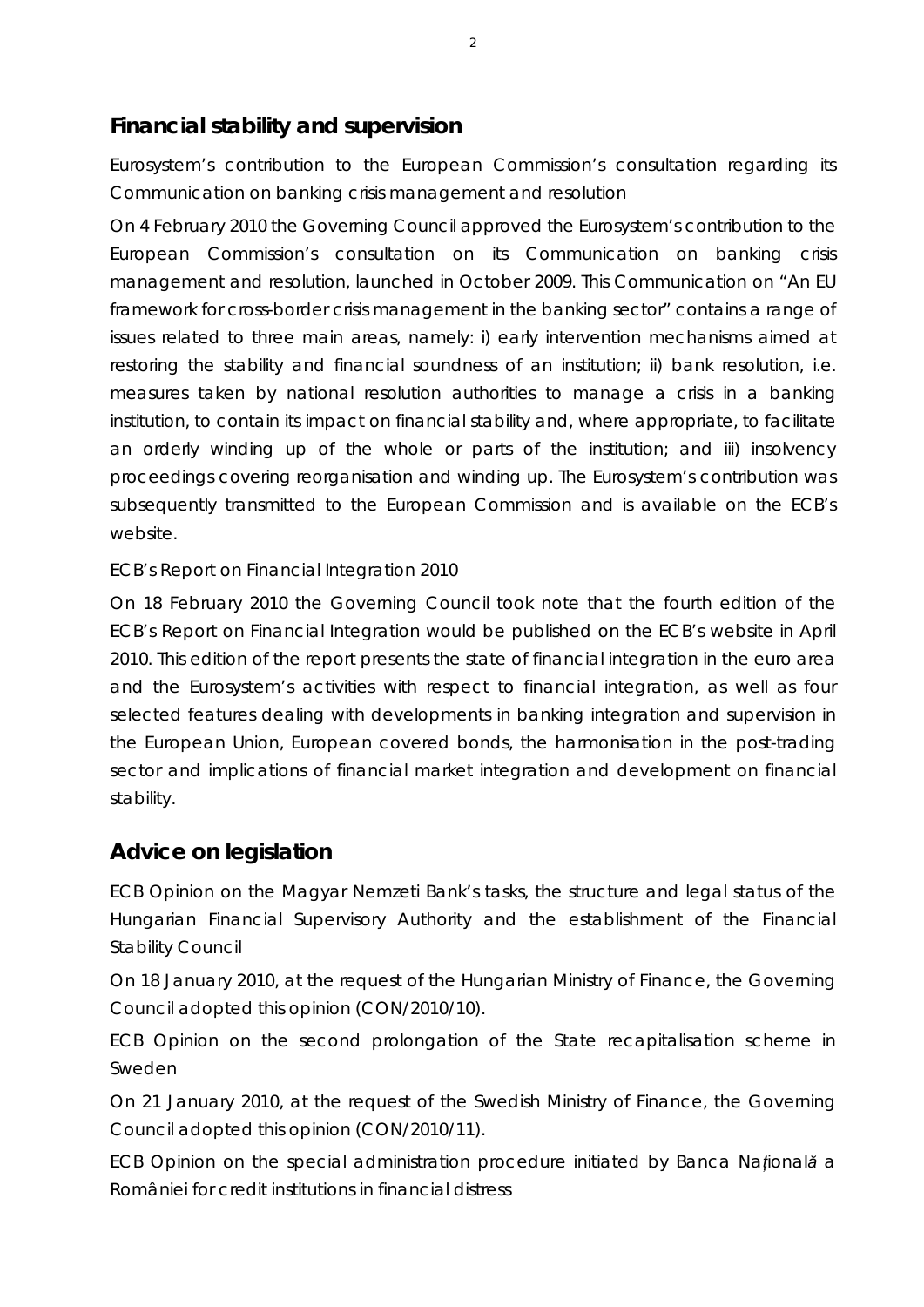## Financial stability and supervision

*Eurosystem's contribution to the European Commission's consultation regarding its Communication on banking crisis management and resolution*

On 4 February 2010 the Governing Council approved the Eurosystem's contribution to the European Commission's consultation on its Communication on banking crisis management and resolution, launched in October 2009. This Communication on "An EU framework for cross-border crisis management in the banking sector" contains a range of issues related to three main areas, namely: i) early intervention mechanisms aimed at restoring the stability and financial soundness of an institution; ii) bank resolution, i.e. measures taken by national resolution authorities to manage a crisis in a banking institution, to contain its impact on financial stability and, where appropriate, to facilitate an orderly winding up of the whole or parts of the institution; and iii) insolvency proceedings covering reorganisation and winding up. The Eurosystem's contribution was subsequently transmitted to the European Commission and is available on the ECB's website.

*ECB's Report on Financial Integration 2010*

On 18 February 2010 the Governing Council took note that the fourth edition of the ECB's Report on Financial Integration would be published on the ECB's website in April 2010. This edition of the report presents the state of financial integration in the euro area and the Eurosystem's activities with respect to financial integration, as well as four selected features dealing with developments in banking integration and supervision in the European Union, European covered bonds, the harmonisation in the post-trading sector and implications of financial market integration and development on financial stability.

## Advice on legislation

*ECB Opinion on the Magyar Nemzeti Bank's tasks, the structure and legal status of the Hungarian Financial Supervisory Authority and the establishment of the Financial Stability Council*

On 18 January 2010, at the request of the Hungarian Ministry of Finance, the Governing Council adopted this opinion (CON/2010/10).

*ECB Opinion on the second prolongation of the State recapitalisation scheme in Sweden*

On 21 January 2010, at the request of the Swedish Ministry of Finance, the Governing Council adopted this opinion (CON/2010/11).

*ECB Opinion on the special administration procedure initiated by Banca Națională a României for credit institutions in financial distress*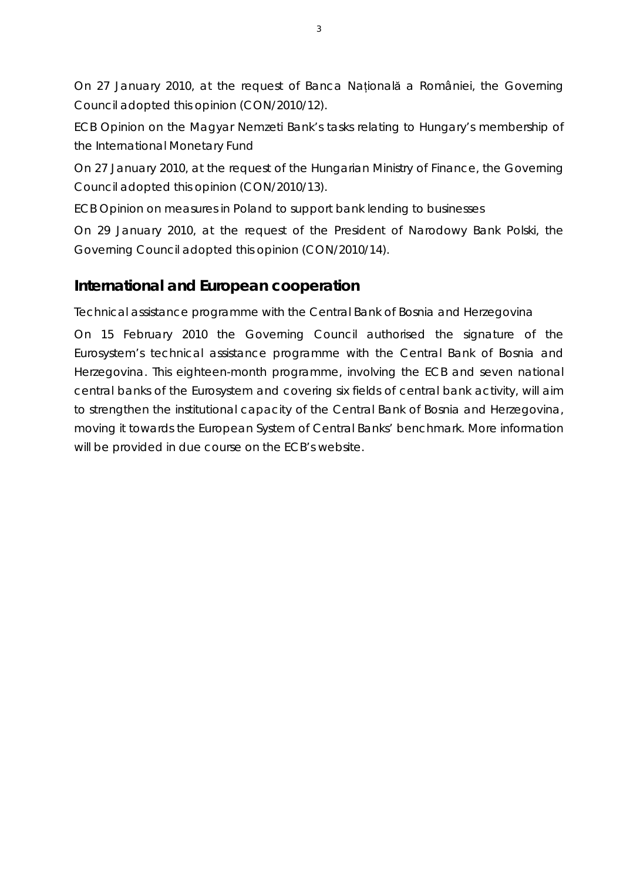On 27 January 2010, at the request of Banca Națională a României, the Governing Council adopted this opinion (CON/2010/12).

ECB Opinion on the Magyar Nemzeti Bank's tasks relating to Hungary's membership of the International Monetary Fund

On 27 January 2010, at the request of the Hungarian Ministry of Finance, the Governing Council adopted this opinion (CON/2010/13).

ECB Opinion on measures in Poland to support bank lending to businesses

On 29 January 2010, at the request of the President of Narodowy Bank Polski, the Governing Council adopted this opinion (CON/2010/14).

## International and European cooperation

Technical assistance programme with the Central Bank of Bosnia and Herzegovina

On 15 February 2010 the Governing Council authorised the signature of the Eurosystem's technical assistance programme with the Central Bank of Bosnia and Herzegovina. This eighteen-month programme, involving the ECB and seven national central banks of the Eurosystem and covering six fields of central bank activity, will aim to strengthen the institutional capacity of the Central Bank of Bosnia and Herzegovina, moving it towards the European System of Central Banks' benchmark. More information will be provided in due course on the ECB's website.